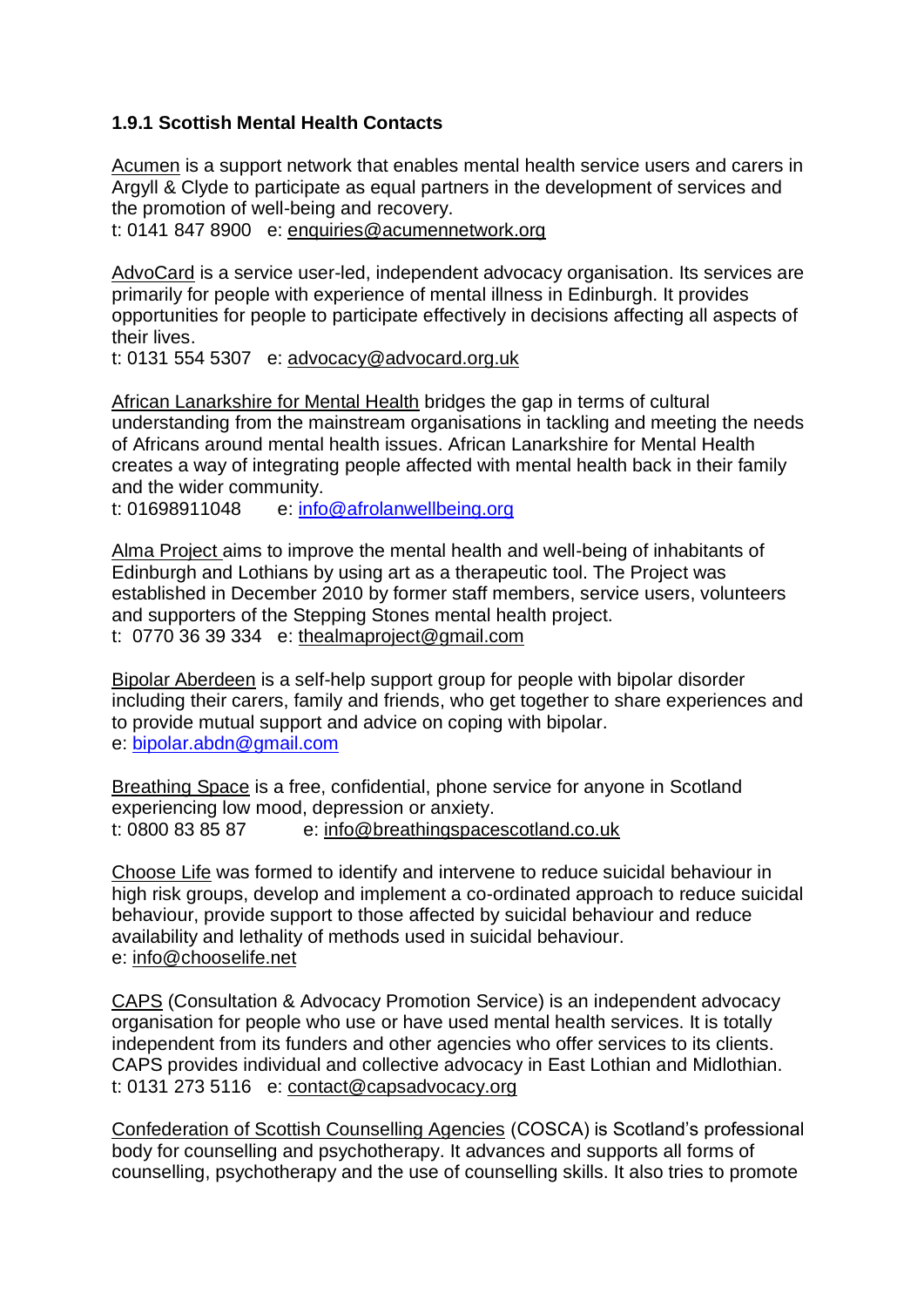### 1.9.1 Scottish Mental Health Contacts

Acumen is a support network that enables mental health service users and carers in Argyll & Clyde to participate as equal partners in the development of services and the promotion of well-being and recovery.
t: 0141 847 8900   e: enquiries@acumennetwork.org

AdvoCard is a service user-led, independent advocacy organisation. Its services are primarily for people with experience of mental illness in Edinburgh. It provides opportunities for people to participate effectively in decisions affecting all aspects of their lives.
t: 0131 554 5307   e: advocacy@advocard.org.uk

African Lanarkshire for Mental Health bridges the gap in terms of cultural understanding from the mainstream organisations in tackling and meeting the needs of Africans around mental health issues. African Lanarkshire for Mental Health creates a way of integrating people affected with mental health back in their family and the wider community.
t: 01698911048   e: info@afrolanwellbeing.org

Alma Project aims to improve the mental health and well-being of inhabitants of Edinburgh and Lothians by using art as a therapeutic tool. The Project was established in December 2010 by former staff members, service users, volunteers and supporters of the Stepping Stones mental health project.
t: 0770 36 39 334   e: thealmaproject@gmail.com

Bipolar Aberdeen is a self-help support group for people with bipolar disorder including their carers, family and friends, who get together to share experiences and to provide mutual support and advice on coping with bipolar.
e: bipolar.abdn@gmail.com

Breathing Space is a free, confidential, phone service for anyone in Scotland experiencing low mood, depression or anxiety.
t: 0800 83 85 87   e: info@breathingspacescotland.co.uk

Choose Life was formed to identify and intervene to reduce suicidal behaviour in high risk groups, develop and implement a co-ordinated approach to reduce suicidal behaviour, provide support to those affected by suicidal behaviour and reduce availability and lethality of methods used in suicidal behaviour.
e: info@chooselife.net

CAPS (Consultation & Advocacy Promotion Service) is an independent advocacy organisation for people who use or have used mental health services. It is totally independent from its funders and other agencies who offer services to its clients. CAPS provides individual and collective advocacy in East Lothian and Midlothian.
t: 0131 273 5116   e: contact@capsadvocacy.org

Confederation of Scottish Counselling Agencies (COSCA) is Scotland's professional body for counselling and psychotherapy. It advances and supports all forms of counselling, psychotherapy and the use of counselling skills. It also tries to promote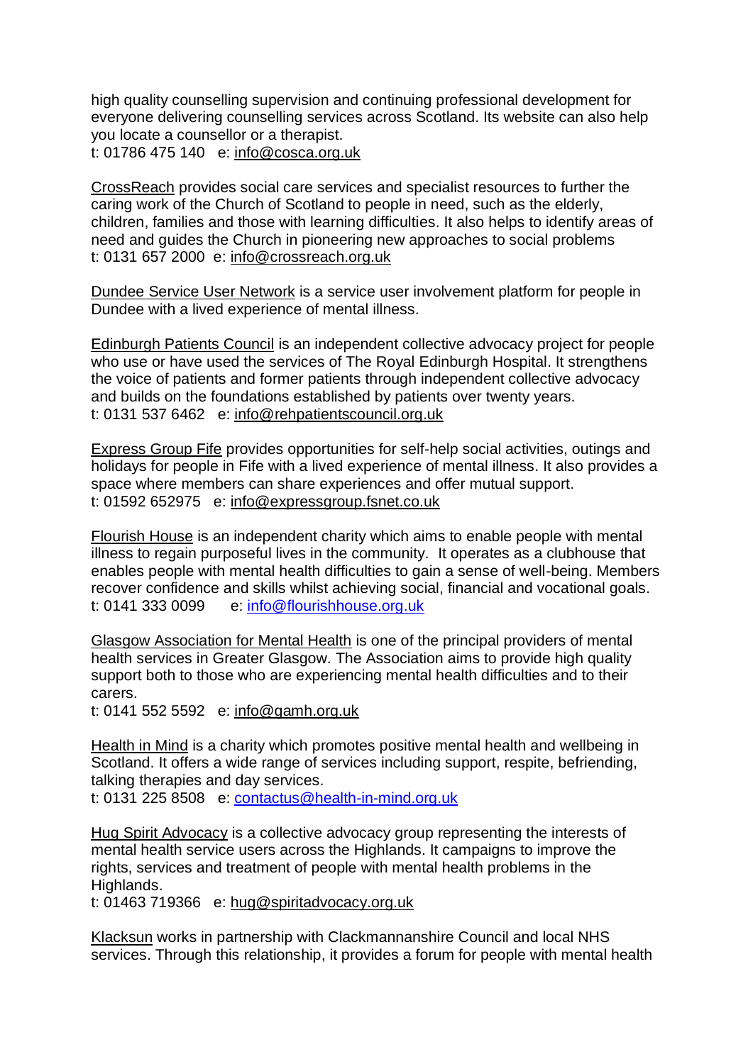high quality counselling supervision and continuing professional development for everyone delivering counselling services across Scotland. Its website can also help you locate a counsellor or a therapist.
t: 01786 475 140 e: info@cosca.org.uk

CrossReach provides social care services and specialist resources to further the caring work of the Church of Scotland to people in need, such as the elderly, children, families and those with learning difficulties. It also helps to identify areas of need and guides the Church in pioneering new approaches to social problems
t: 0131 657 2000 e: info@crossreach.org.uk

Dundee Service User Network is a service user involvement platform for people in Dundee with a lived experience of mental illness.

Edinburgh Patients Council is an independent collective advocacy project for people who use or have used the services of The Royal Edinburgh Hospital. It strengthens the voice of patients and former patients through independent collective advocacy and builds on the foundations established by patients over twenty years.
t: 0131 537 6462 e: info@rehpatientscouncil.org.uk

Express Group Fife provides opportunities for self-help social activities, outings and holidays for people in Fife with a lived experience of mental illness. It also provides a space where members can share experiences and offer mutual support.
t: 01592 652975 e: info@expressgroup.fsnet.co.uk

Flourish House is an independent charity which aims to enable people with mental illness to regain purposeful lives in the community. It operates as a clubhouse that enables people with mental health difficulties to gain a sense of well-being. Members recover confidence and skills whilst achieving social, financial and vocational goals.
t: 0141 333 0099 e: info@flourishhouse.org.uk

Glasgow Association for Mental Health is one of the principal providers of mental health services in Greater Glasgow. The Association aims to provide high quality support both to those who are experiencing mental health difficulties and to their carers.
t: 0141 552 5592 e: info@gamh.org.uk

Health in Mind is a charity which promotes positive mental health and wellbeing in Scotland. It offers a wide range of services including support, respite, befriending, talking therapies and day services.
t: 0131 225 8508 e: contactus@health-in-mind.org.uk

Hug Spirit Advocacy is a collective advocacy group representing the interests of mental health service users across the Highlands. It campaigns to improve the rights, services and treatment of people with mental health problems in the Highlands.
t: 01463 719366 e: hug@spiritadvocacy.org.uk

Klacksun works in partnership with Clackmannanshire Council and local NHS services. Through this relationship, it provides a forum for people with mental health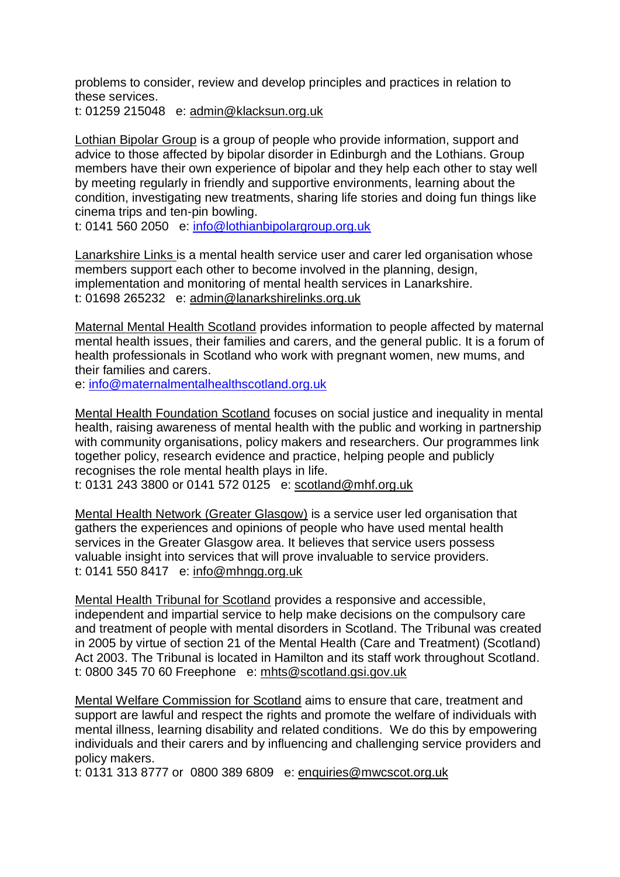problems to consider, review and develop principles and practices in relation to these services.
t: 01259 215048   e: admin@klacksun.org.uk

Lothian Bipolar Group is a group of people who provide information, support and advice to those affected by bipolar disorder in Edinburgh and the Lothians. Group members have their own experience of bipolar and they help each other to stay well by meeting regularly in friendly and supportive environments, learning about the condition, investigating new treatments, sharing life stories and doing fun things like cinema trips and ten-pin bowling.
t: 0141 560 2050   e: info@lothianbipolargroup.org.uk

Lanarkshire Links is a mental health service user and carer led organisation whose members support each other to become involved in the planning, design, implementation and monitoring of mental health services in Lanarkshire.
t: 01698 265232   e: admin@lanarkshirelinks.org.uk

Maternal Mental Health Scotland provides information to people affected by maternal mental health issues, their families and carers, and the general public. It is a forum of health professionals in Scotland who work with pregnant women, new mums, and their families and carers.
e: info@maternalmentalhealthscotland.org.uk

Mental Health Foundation Scotland focuses on social justice and inequality in mental health, raising awareness of mental health with the public and working in partnership with community organisations, policy makers and researchers. Our programmes link together policy, research evidence and practice, helping people and publicly recognises the role mental health plays in life.
t: 0131 243 3800 or 0141 572 0125   e: scotland@mhf.org.uk

Mental Health Network (Greater Glasgow) is a service user led organisation that gathers the experiences and opinions of people who have used mental health services in the Greater Glasgow area. It believes that service users possess valuable insight into services that will prove invaluable to service providers.
t: 0141 550 8417   e: info@mhngg.org.uk

Mental Health Tribunal for Scotland provides a responsive and accessible, independent and impartial service to help make decisions on the compulsory care and treatment of people with mental disorders in Scotland. The Tribunal was created in 2005 by virtue of section 21 of the Mental Health (Care and Treatment) (Scotland) Act 2003. The Tribunal is located in Hamilton and its staff work throughout Scotland.
t: 0800 345 70 60 Freephone   e: mhts@scotland.gsi.gov.uk

Mental Welfare Commission for Scotland aims to ensure that care, treatment and support are lawful and respect the rights and promote the welfare of individuals with mental illness, learning disability and related conditions. We do this by empowering individuals and their carers and by influencing and challenging service providers and policy makers.
t: 0131 313 8777 or 0800 389 6809   e: enquiries@mwcscot.org.uk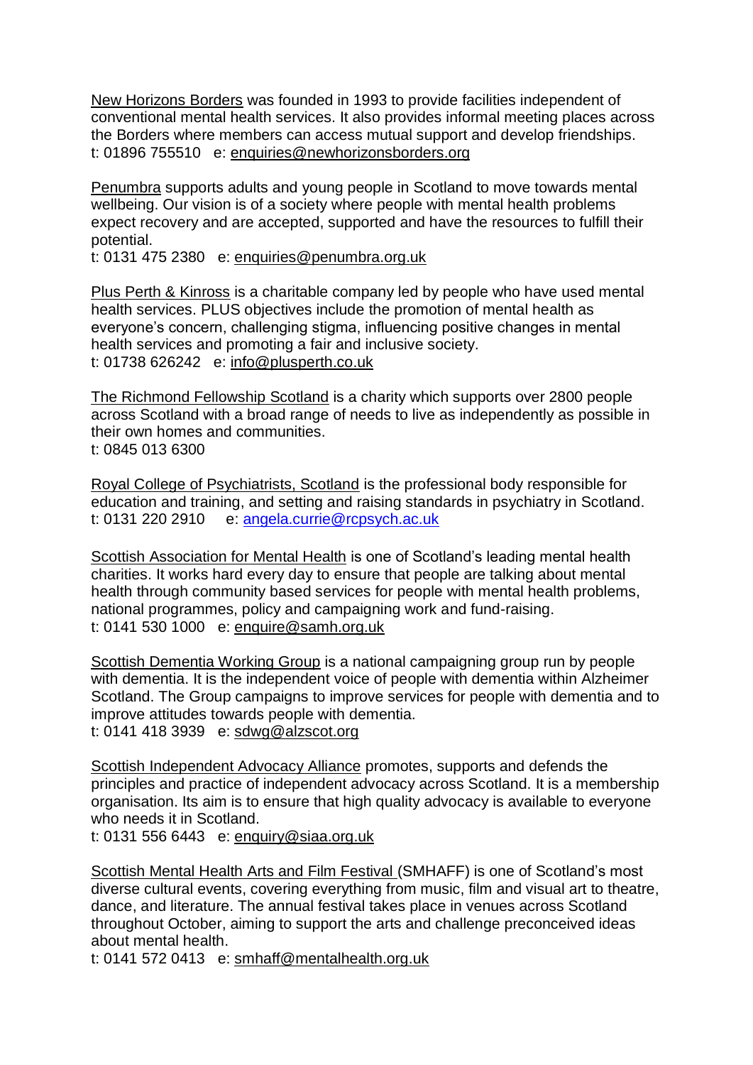New Horizons Borders was founded in 1993 to provide facilities independent of conventional mental health services. It also provides informal meeting places across the Borders where members can access mutual support and develop friendships.
t: 01896 755510   e: enquiries@newhorizonsborders.org

Penumbra supports adults and young people in Scotland to move towards mental wellbeing. Our vision is of a society where people with mental health problems expect recovery and are accepted, supported and have the resources to fulfill their potential.
t: 0131 475 2380   e: enquiries@penumbra.org.uk

Plus Perth & Kinross is a charitable company led by people who have used mental health services. PLUS objectives include the promotion of mental health as everyone's concern, challenging stigma, influencing positive changes in mental health services and promoting a fair and inclusive society.
t: 01738 626242   e: info@plusperth.co.uk

The Richmond Fellowship Scotland is a charity which supports over 2800 people across Scotland with a broad range of needs to live as independently as possible in their own homes and communities.
t: 0845 013 6300

Royal College of Psychiatrists, Scotland is the professional body responsible for education and training, and setting and raising standards in psychiatry in Scotland.
t: 0131 220 2910   e: angela.currie@rcpsych.ac.uk

Scottish Association for Mental Health is one of Scotland's leading mental health charities. It works hard every day to ensure that people are talking about mental health through community based services for people with mental health problems, national programmes, policy and campaigning work and fund-raising.
t: 0141 530 1000   e: enquire@samh.org.uk

Scottish Dementia Working Group is a national campaigning group run by people with dementia. It is the independent voice of people with dementia within Alzheimer Scotland. The Group campaigns to improve services for people with dementia and to improve attitudes towards people with dementia.
t: 0141 418 3939   e: sdwg@alzscot.org

Scottish Independent Advocacy Alliance promotes, supports and defends the principles and practice of independent advocacy across Scotland. It is a membership organisation. Its aim is to ensure that high quality advocacy is available to everyone who needs it in Scotland.
t: 0131 556 6443   e: enquiry@siaa.org.uk

Scottish Mental Health Arts and Film Festival (SMHAFF) is one of Scotland's most diverse cultural events, covering everything from music, film and visual art to theatre, dance, and literature. The annual festival takes place in venues across Scotland throughout October, aiming to support the arts and challenge preconceived ideas about mental health.
t: 0141 572 0413   e: smhaff@mentalhealth.org.uk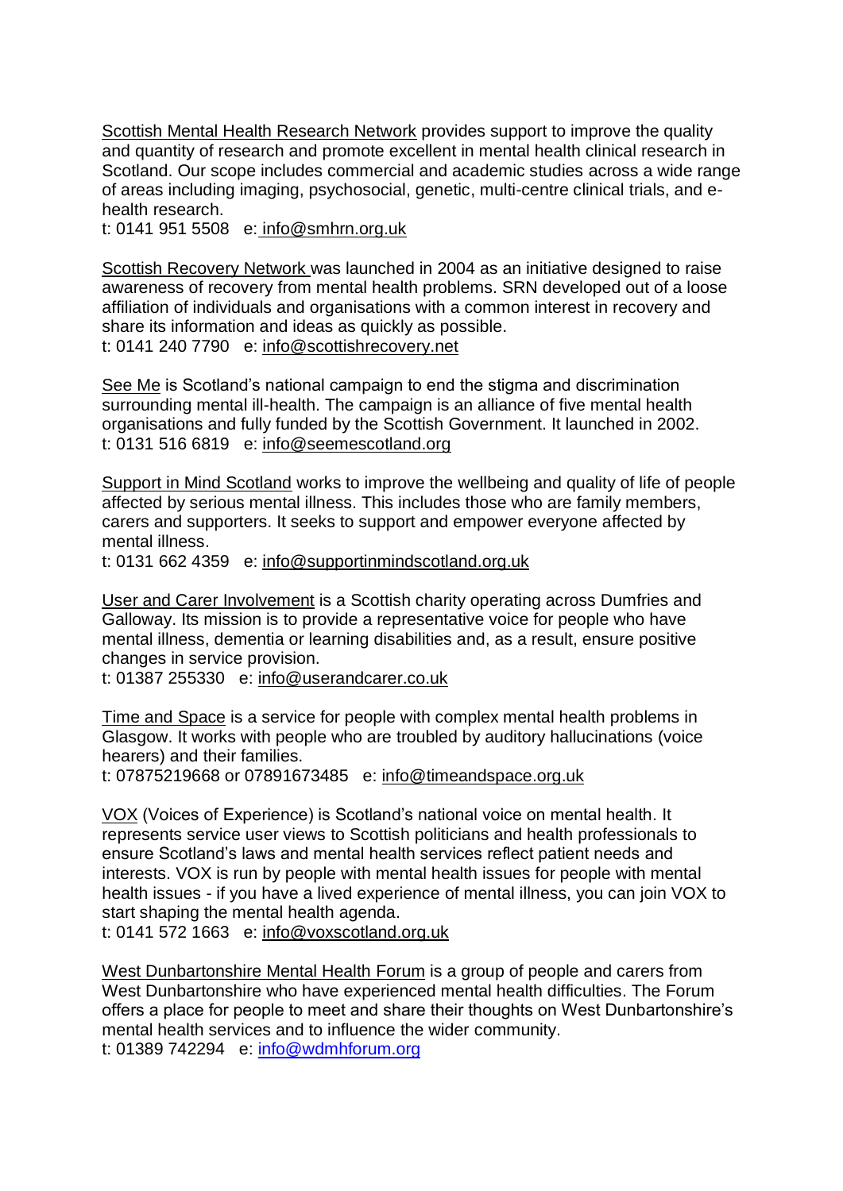Scottish Mental Health Research Network provides support to improve the quality and quantity of research and promote excellent in mental health clinical research in Scotland. Our scope includes commercial and academic studies across a wide range of areas including imaging, psychosocial, genetic, multi-centre clinical trials, and e-health research.
t: 0141 951 5508   e: info@smhrn.org.uk

Scottish Recovery Network was launched in 2004 as an initiative designed to raise awareness of recovery from mental health problems. SRN developed out of a loose affiliation of individuals and organisations with a common interest in recovery and share its information and ideas as quickly as possible.
t: 0141 240 7790   e: info@scottishrecovery.net

See Me is Scotland's national campaign to end the stigma and discrimination surrounding mental ill-health. The campaign is an alliance of five mental health organisations and fully funded by the Scottish Government. It launched in 2002.
t: 0131 516 6819   e: info@seemescotland.org

Support in Mind Scotland works to improve the wellbeing and quality of life of people affected by serious mental illness. This includes those who are family members, carers and supporters. It seeks to support and empower everyone affected by mental illness.
t: 0131 662 4359   e: info@supportinmindscotland.org.uk

User and Carer Involvement is a Scottish charity operating across Dumfries and Galloway. Its mission is to provide a representative voice for people who have mental illness, dementia or learning disabilities and, as a result, ensure positive changes in service provision.
t: 01387 255330   e: info@userandcarer.co.uk

Time and Space is a service for people with complex mental health problems in Glasgow. It works with people who are troubled by auditory hallucinations (voice hearers) and their families.
t: 07875219668 or 07891673485   e: info@timeandspace.org.uk

VOX (Voices of Experience) is Scotland's national voice on mental health. It represents service user views to Scottish politicians and health professionals to ensure Scotland's laws and mental health services reflect patient needs and interests. VOX is run by people with mental health issues for people with mental health issues - if you have a lived experience of mental illness, you can join VOX to start shaping the mental health agenda.
t: 0141 572 1663   e: info@voxscotland.org.uk

West Dunbartonshire Mental Health Forum is a group of people and carers from West Dunbartonshire who have experienced mental health difficulties. The Forum offers a place for people to meet and share their thoughts on West Dunbartonshire's mental health services and to influence the wider community.
t: 01389 742294   e: info@wdmhforum.org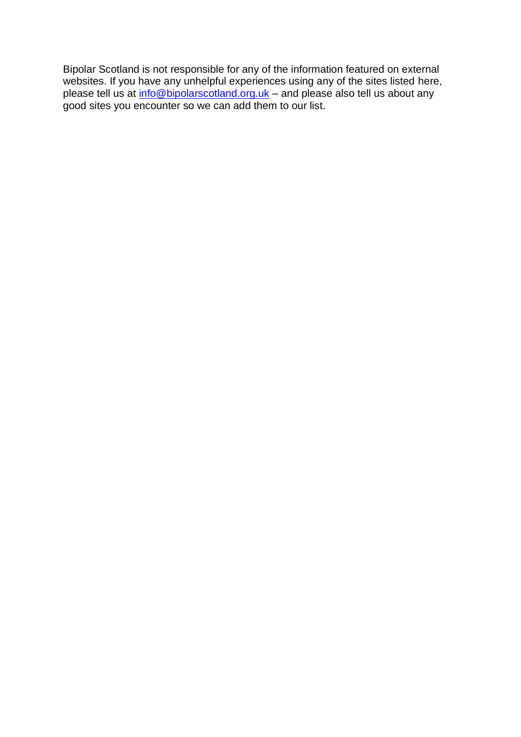Bipolar Scotland is not responsible for any of the information featured on external websites. If you have any unhelpful experiences using any of the sites listed here, please tell us at info@bipolarscotland.org.uk – and please also tell us about any good sites you encounter so we can add them to our list.